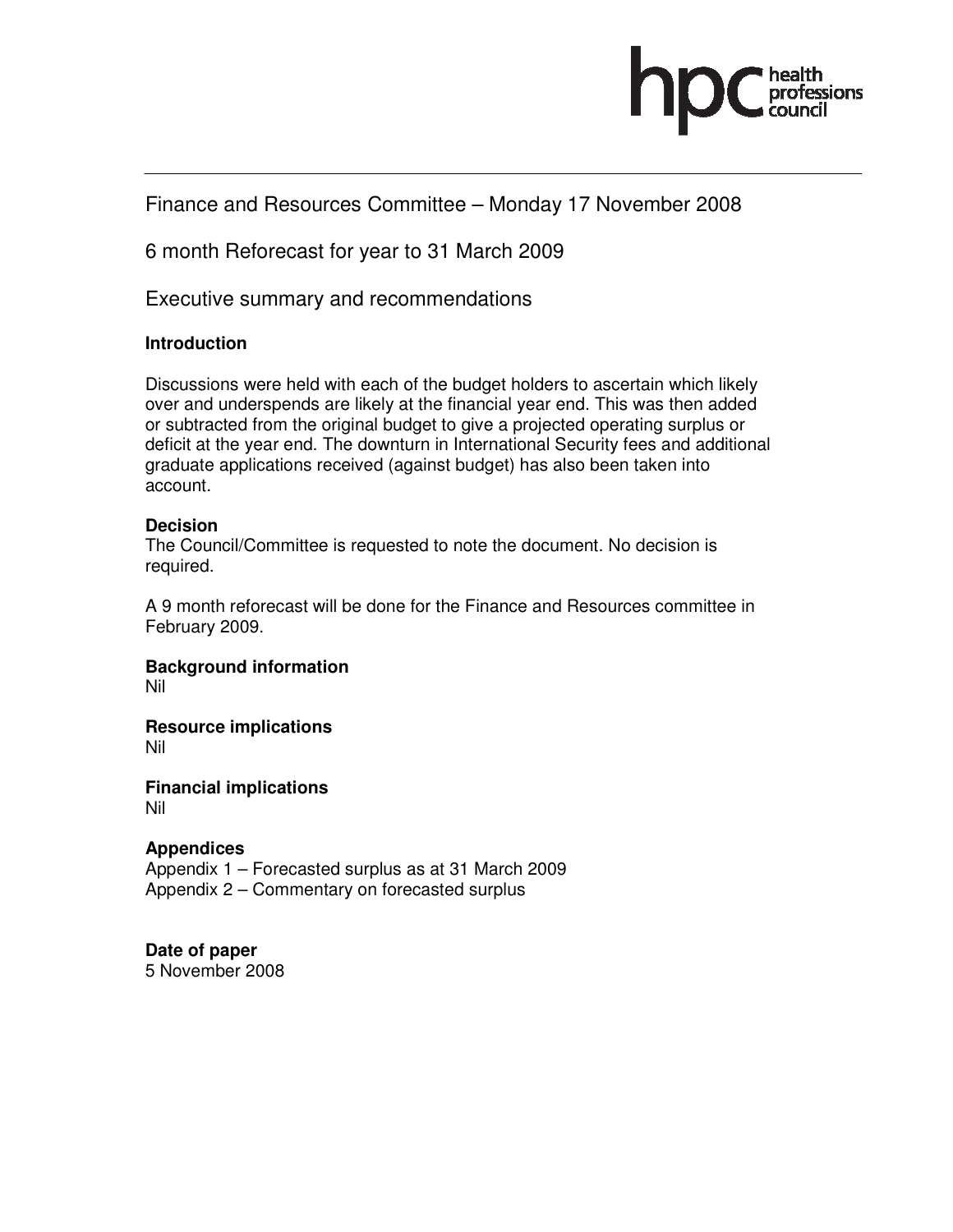Finance and Resources Committee – Monday 17 November 2008

6 month Reforecast for year to 31 March 2009

Executive summary and recommendations

**Introduction**

Discussions were held with each of the budget holders to ascertain which likely over and underspends are likely at the financial year end. This was then added or subtracted from the original budget to give a projected operating surplus or deficit at the year end. The downturn in International Security fees and additional graduate applications received (against budget) has also been taken into account.

**Decision**
The Council/Committee is requested to note the document. No decision is required.

A 9 month reforecast will be done for the Finance and Resources committee in February 2009.

**Background information**
Nil

**Resource implications**
Nil

**Financial implications**
Nil

**Appendices**
Appendix 1 – Forecasted surplus as at 31 March 2009
Appendix 2 – Commentary on forecasted surplus

**Date of paper**
5 November 2008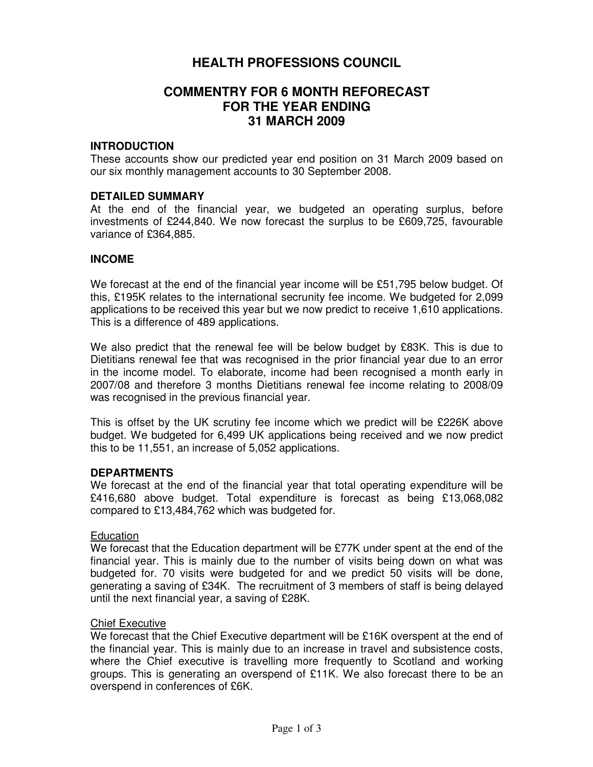# HEALTH PROFESSIONS COUNCIL

## COMMENTRY FOR 6 MONTH REFORECAST FOR THE YEAR ENDING 31 MARCH 2009

### INTRODUCTION

These accounts show our predicted year end position on 31 March 2009 based on our six monthly management accounts to 30 September 2008.

### DETAILED SUMMARY

At the end of the financial year, we budgeted an operating surplus, before investments of £244,840. We now forecast the surplus to be £609,725, favourable variance of £364,885.

### INCOME

We forecast at the end of the financial year income will be £51,795 below budget. Of this, £195K relates to the international secrunity fee income. We budgeted for 2,099 applications to be received this year but we now predict to receive 1,610 applications. This is a difference of 489 applications.

We also predict that the renewal fee will be below budget by £83K. This is due to Dietitians renewal fee that was recognised in the prior financial year due to an error in the income model. To elaborate, income had been recognised a month early in 2007/08 and therefore 3 months Dietitians renewal fee income relating to 2008/09 was recognised in the previous financial year.

This is offset by the UK scrutiny fee income which we predict will be £226K above budget. We budgeted for 6,499 UK applications being received and we now predict this to be 11,551, an increase of 5,052 applications.

### DEPARTMENTS

We forecast at the end of the financial year that total operating expenditure will be £416,680 above budget. Total expenditure is forecast as being £13,068,082 compared to £13,484,762 which was budgeted for.

#### Education

We forecast that the Education department will be £77K under spent at the end of the financial year. This is mainly due to the number of visits being down on what was budgeted for. 70 visits were budgeted for and we predict 50 visits will be done, generating a saving of £34K. The recruitment of 3 members of staff is being delayed until the next financial year, a saving of £28K.

#### Chief Executive

We forecast that the Chief Executive department will be £16K overspent at the end of the financial year. This is mainly due to an increase in travel and subsistence costs, where the Chief executive is travelling more frequently to Scotland and working groups. This is generating an overspend of £11K. We also forecast there to be an overspend in conferences of £6K.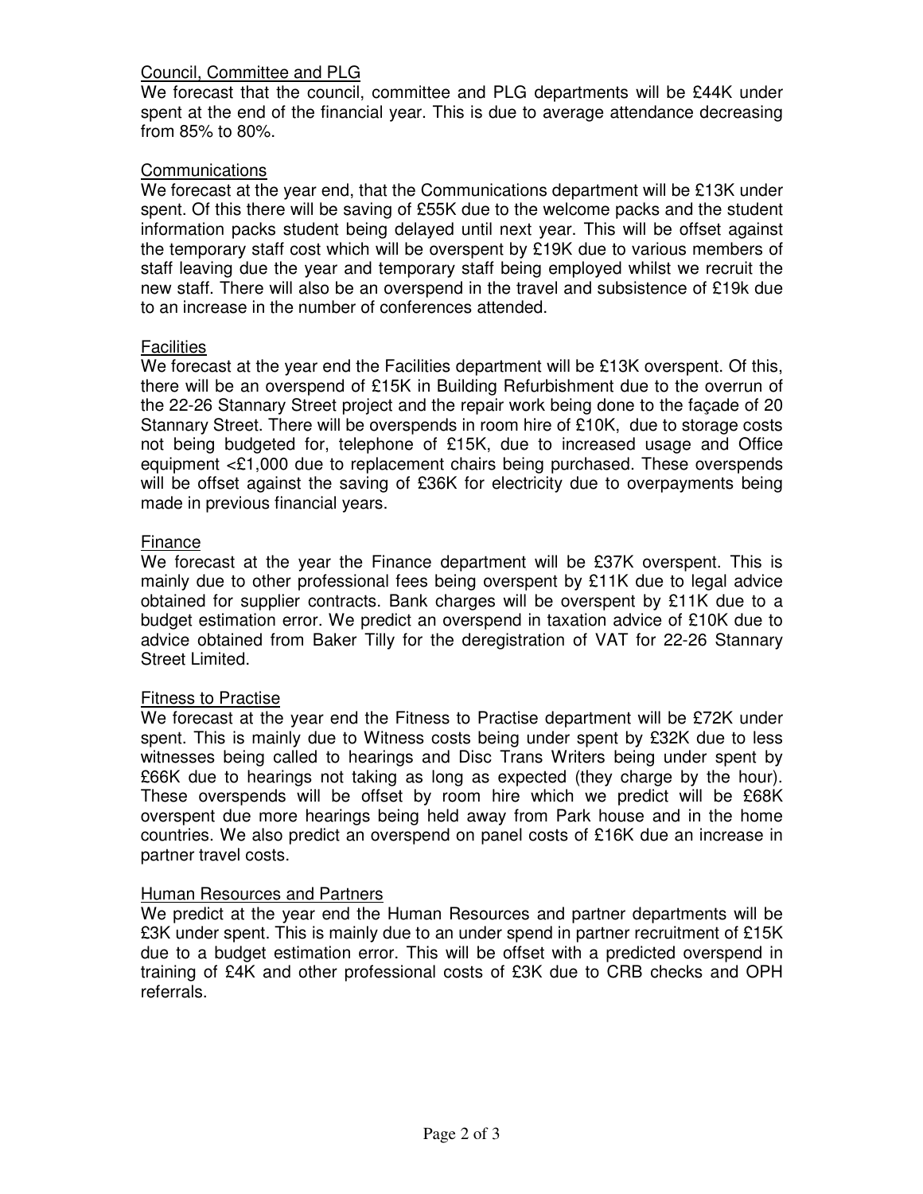## Council, Committee and PLG

We forecast that the council, committee and PLG departments will be £44K under spent at the end of the financial year. This is due to average attendance decreasing from 85% to 80%.

## Communications

We forecast at the year end, that the Communications department will be £13K under spent. Of this there will be saving of £55K due to the welcome packs and the student information packs student being delayed until next year. This will be offset against the temporary staff cost which will be overspent by £19K due to various members of staff leaving due the year and temporary staff being employed whilst we recruit the new staff. There will also be an overspend in the travel and subsistence of £19k due to an increase in the number of conferences attended.

## Facilities

We forecast at the year end the Facilities department will be £13K overspent. Of this, there will be an overspend of £15K in Building Refurbishment due to the overrun of the 22-26 Stannary Street project and the repair work being done to the façade of 20 Stannary Street. There will be overspends in room hire of £10K, due to storage costs not being budgeted for, telephone of £15K, due to increased usage and Office equipment <£1,000 due to replacement chairs being purchased. These overspends will be offset against the saving of £36K for electricity due to overpayments being made in previous financial years.

## Finance

We forecast at the year the Finance department will be £37K overspent. This is mainly due to other professional fees being overspent by £11K due to legal advice obtained for supplier contracts. Bank charges will be overspent by £11K due to a budget estimation error. We predict an overspend in taxation advice of £10K due to advice obtained from Baker Tilly for the deregistration of VAT for 22-26 Stannary Street Limited.

## Fitness to Practise

We forecast at the year end the Fitness to Practise department will be £72K under spent. This is mainly due to Witness costs being under spent by £32K due to less witnesses being called to hearings and Disc Trans Writers being under spent by £66K due to hearings not taking as long as expected (they charge by the hour). These overspends will be offset by room hire which we predict will be £68K overspent due more hearings being held away from Park house and in the home countries. We also predict an overspend on panel costs of £16K due an increase in partner travel costs.

## Human Resources and Partners

We predict at the year end the Human Resources and partner departments will be £3K under spent. This is mainly due to an under spend in partner recruitment of £15K due to a budget estimation error. This will be offset with a predicted overspend in training of £4K and other professional costs of £3K due to CRB checks and OPH referrals.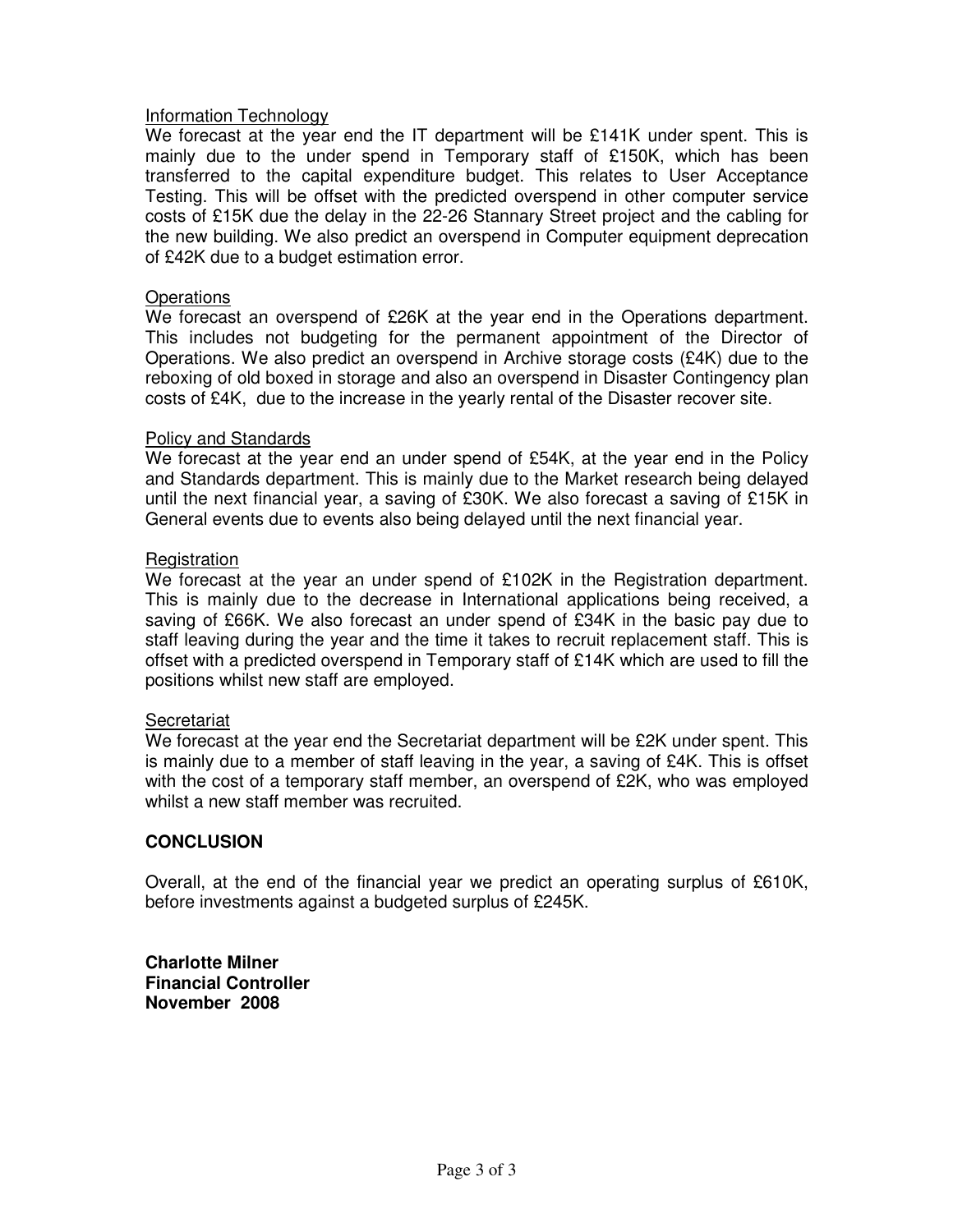Information Technology

We forecast at the year end the IT department will be £141K under spent. This is mainly due to the under spend in Temporary staff of £150K, which has been transferred to the capital expenditure budget. This relates to User Acceptance Testing. This will be offset with the predicted overspend in other computer service costs of £15K due the delay in the 22-26 Stannary Street project and the cabling for the new building. We also predict an overspend in Computer equipment deprecation of £42K due to a budget estimation error.

Operations

We forecast an overspend of £26K at the year end in the Operations department. This includes not budgeting for the permanent appointment of the Director of Operations. We also predict an overspend in Archive storage costs (£4K) due to the reboxing of old boxed in storage and also an overspend in Disaster Contingency plan costs of £4K, due to the increase in the yearly rental of the Disaster recover site.

Policy and Standards

We forecast at the year end an under spend of £54K, at the year end in the Policy and Standards department. This is mainly due to the Market research being delayed until the next financial year, a saving of £30K. We also forecast a saving of £15K in General events due to events also being delayed until the next financial year.

Registration

We forecast at the year an under spend of £102K in the Registration department. This is mainly due to the decrease in International applications being received, a saving of £66K. We also forecast an under spend of £34K in the basic pay due to staff leaving during the year and the time it takes to recruit replacement staff. This is offset with a predicted overspend in Temporary staff of £14K which are used to fill the positions whilst new staff are employed.

Secretariat

We forecast at the year end the Secretariat department will be £2K under spent. This is mainly due to a member of staff leaving in the year, a saving of £4K. This is offset with the cost of a temporary staff member, an overspend of £2K, who was employed whilst a new staff member was recruited.

## CONCLUSION

Overall, at the end of the financial year we predict an operating surplus of £610K, before investments against a budgeted surplus of £245K.

**Charlotte Milner**
**Financial Controller**
**November 2008**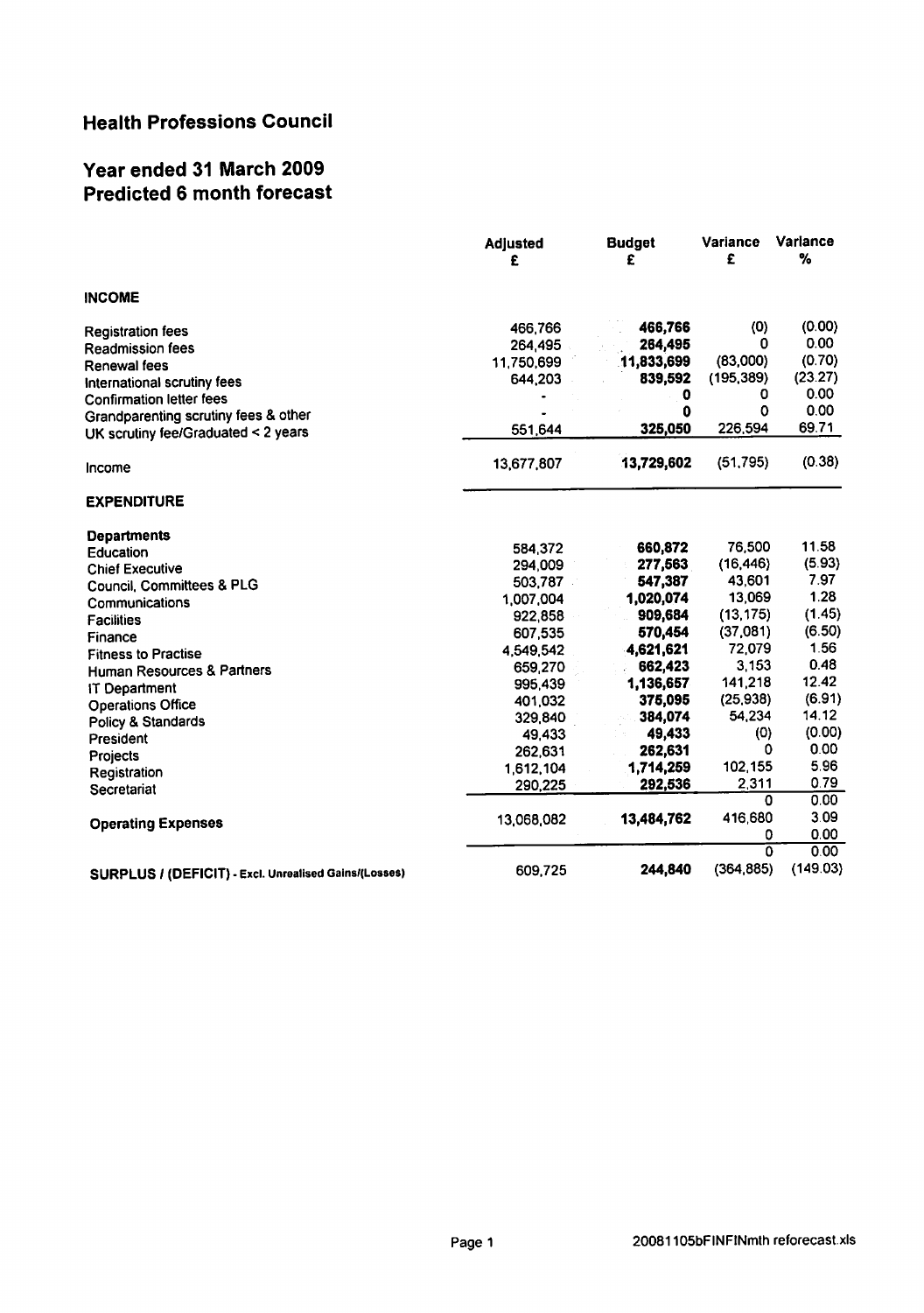# Health Professions Council

## Year ended 31 March 2009
## Predicted 6 month forecast

| | Adjusted £ | Budget £ | Variance £ | Variance % |
|---|---|---|---|---|
| **INCOME** | | | | |
| Registration fees | 466,766 | **466,766** | (0) | (0.00) |
| Readmission fees | 264,495 | **264,495** | 0 | 0.00 |
| Renewal fees | 11,750,699 | **11,833,699** | (83,000) | (0.70) |
| International scrutiny fees | 644,203 | **839,592** | (195,389) | (23.27) |
| Confirmation letter fees | - | **0** | 0 | 0.00 |
| Grandparenting scrutiny fees & other | - | **0** | 0 | 0.00 |
| UK scrutiny fee/Graduated < 2 years | 551,644 | **325,050** | 226,594 | 69.71 |
| Income | 13,677,807 | **13,729,602** | (51,795) | (0.38) |
| **EXPENDITURE** | | | | |
| **Departments** | | | | |
| Education | 584,372 | **660,872** | 76,500 | 11.58 |
| Chief Executive | 294,009 | **277,563** | (16,446) | (5.93) |
| Council, Committees & PLG | 503,787 | **547,387** | 43,601 | 7.97 |
| Communications | 1,007,004 | **1,020,074** | 13,069 | 1.28 |
| Facilities | 922,858 | **909,684** | (13,175) | (1.45) |
| Finance | 607,535 | **570,454** | (37,081) | (6.50) |
| Fitness to Practise | 4,549,542 | **4,621,621** | 72,079 | 1.56 |
| Human Resources & Partners | 659,270 | **662,423** | 3,153 | 0.48 |
| IT Department | 995,439 | **1,136,657** | 141,218 | 12.42 |
| Operations Office | 401,032 | **375,095** | (25,938) | (6.91) |
| Policy & Standards | 329,840 | **384,074** | 54,234 | 14.12 |
| President | 49,433 | **49,433** | (0) | (0.00) |
| Projects | 262,631 | **262,631** | 0 | 0.00 |
| Registration | 1,612,104 | **1,714,259** | 102,155 | 5.96 |
| Secretariat | 290,225 | **292,536** | 2,311 | 0.79 |
| | | | 0 | 0.00 |
| **Operating Expenses** | 13,068,082 | **13,484,762** | 416,680 | 3.09 |
| | | | 0 | 0.00 |
| | | | 0 | 0.00 |
| **SURPLUS / (DEFICIT) - Excl. Unrealised Gains/(Losses)** | 609,725 | **244,840** | (364,885) | (149.03) |

20081105bFINFINmth reforecast.xls